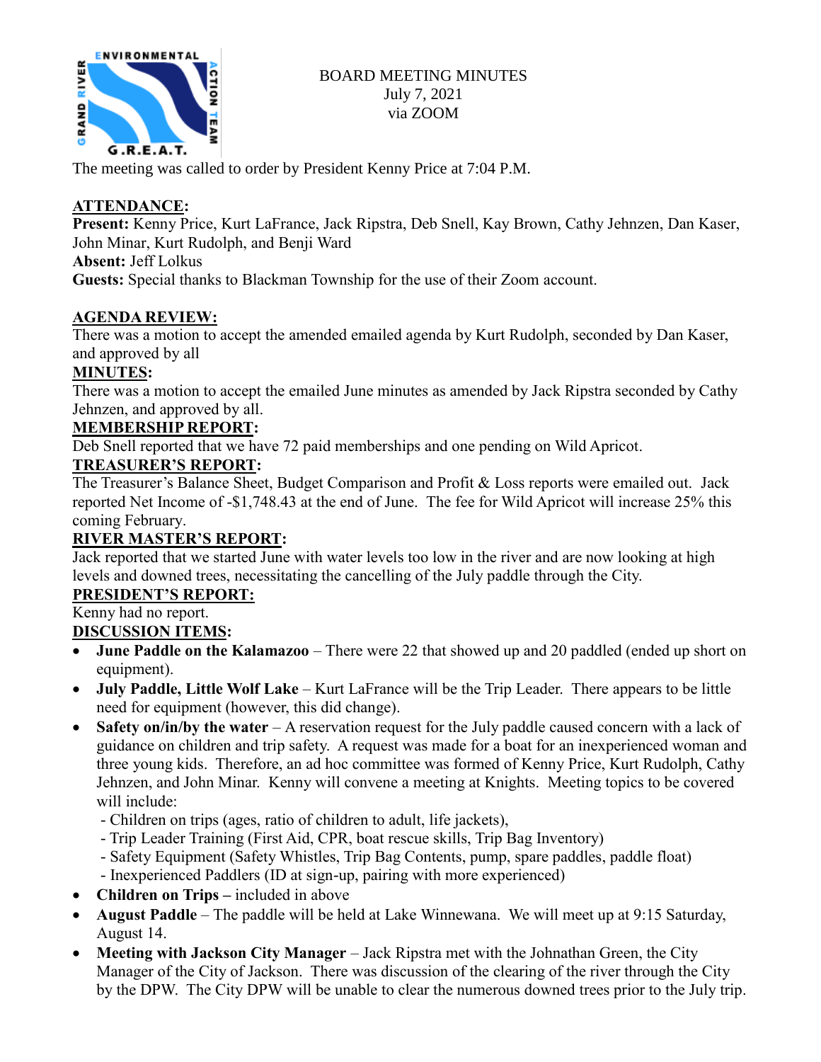BOARD MEETING MINUTES
July 7, 2021
via ZOOM

The meeting was called to order by President Kenny Price at 7:04 P.M.

**ATTENDANCE:**

**Present:** Kenny Price, Kurt LaFrance, Jack Ripstra, Deb Snell, Kay Brown, Cathy Jehnzen, Dan Kaser, John Minar, Kurt Rudolph, and Benji Ward

**Absent:** Jeff Lolkus

**Guests:** Special thanks to Blackman Township for the use of their Zoom account.

**AGENDA REVIEW:**

There was a motion to accept the amended emailed agenda by Kurt Rudolph, seconded by Dan Kaser, and approved by all

**MINUTES:**

There was a motion to accept the emailed June minutes as amended by Jack Ripstra seconded by Cathy Jehnzen, and approved by all.

**MEMBERSHIP REPORT:**

Deb Snell reported that we have 72 paid memberships and one pending on Wild Apricot.

**TREASURER'S REPORT:**

The Treasurer's Balance Sheet, Budget Comparison and Profit & Loss reports were emailed out. Jack reported Net Income of -$1,748.43 at the end of June. The fee for Wild Apricot will increase 25% this coming February.

**RIVER MASTER'S REPORT:**

Jack reported that we started June with water levels too low in the river and are now looking at high levels and downed trees, necessitating the cancelling of the July paddle through the City.

**PRESIDENT'S REPORT:**

Kenny had no report.

**DISCUSSION ITEMS:**

- **June Paddle on the Kalamazoo** – There were 22 that showed up and 20 paddled (ended up short on equipment).
- **July Paddle, Little Wolf Lake** – Kurt LaFrance will be the Trip Leader. There appears to be little need for equipment (however, this did change).
- **Safety on/in/by the water** – A reservation request for the July paddle caused concern with a lack of guidance on children and trip safety. A request was made for a boat for an inexperienced woman and three young kids. Therefore, an ad hoc committee was formed of Kenny Price, Kurt Rudolph, Cathy Jehnzen, and John Minar. Kenny will convene a meeting at Knights. Meeting topics to be covered will include:
  - Children on trips (ages, ratio of children to adult, life jackets),
  - Trip Leader Training (First Aid, CPR, boat rescue skills, Trip Bag Inventory)
  - Safety Equipment (Safety Whistles, Trip Bag Contents, pump, spare paddles, paddle float)
  - Inexperienced Paddlers (ID at sign-up, pairing with more experienced)
- **Children on Trips –** included in above
- **August Paddle** – The paddle will be held at Lake Winnewana. We will meet up at 9:15 Saturday, August 14.
- **Meeting with Jackson City Manager** – Jack Ripstra met with the Johnathan Green, the City Manager of the City of Jackson. There was discussion of the clearing of the river through the City by the DPW. The City DPW will be unable to clear the numerous downed trees prior to the July trip.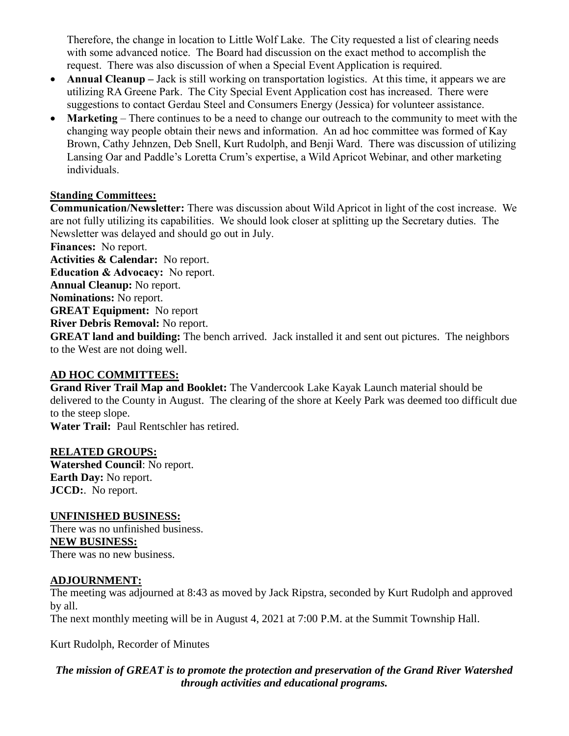Therefore, the change in location to Little Wolf Lake. The City requested a list of clearing needs with some advanced notice. The Board had discussion on the exact method to accomplish the request. There was also discussion of when a Special Event Application is required.

- **Annual Cleanup –** Jack is still working on transportation logistics. At this time, it appears we are utilizing RA Greene Park. The City Special Event Application cost has increased. There were suggestions to contact Gerdau Steel and Consumers Energy (Jessica) for volunteer assistance.
- **Marketing** – There continues to be a need to change our outreach to the community to meet with the changing way people obtain their news and information. An ad hoc committee was formed of Kay Brown, Cathy Jehnzen, Deb Snell, Kurt Rudolph, and Benji Ward. There was discussion of utilizing Lansing Oar and Paddle's Loretta Crum's expertise, a Wild Apricot Webinar, and other marketing individuals.

## Standing Committees:

**Communication/Newsletter:** There was discussion about Wild Apricot in light of the cost increase. We are not fully utilizing its capabilities. We should look closer at splitting up the Secretary duties. The Newsletter was delayed and should go out in July.
**Finances:** No report.
**Activities & Calendar:** No report.
**Education & Advocacy:** No report.
**Annual Cleanup:** No report.
**Nominations:** No report.
**GREAT Equipment:** No report
**River Debris Removal:** No report.
**GREAT land and building:** The bench arrived. Jack installed it and sent out pictures. The neighbors to the West are not doing well.

## AD HOC COMMITTEES:

**Grand River Trail Map and Booklet:** The Vandercook Lake Kayak Launch material should be delivered to the County in August. The clearing of the shore at Keely Park was deemed too difficult due to the steep slope.
**Water Trail:** Paul Rentschler has retired.

## RELATED GROUPS:

**Watershed Council**: No report.
**Earth Day:** No report.
**JCCD:**. No report.

## UNFINISHED BUSINESS:

There was no unfinished business.

## NEW BUSINESS:

There was no new business.

## ADJOURNMENT:

The meeting was adjourned at 8:43 as moved by Jack Ripstra, seconded by Kurt Rudolph and approved by all.
The next monthly meeting will be in August 4, 2021 at 7:00 P.M. at the Summit Township Hall.

Kurt Rudolph, Recorder of Minutes

***The mission of GREAT is to promote the protection and preservation of the Grand River Watershed through activities and educational programs.***